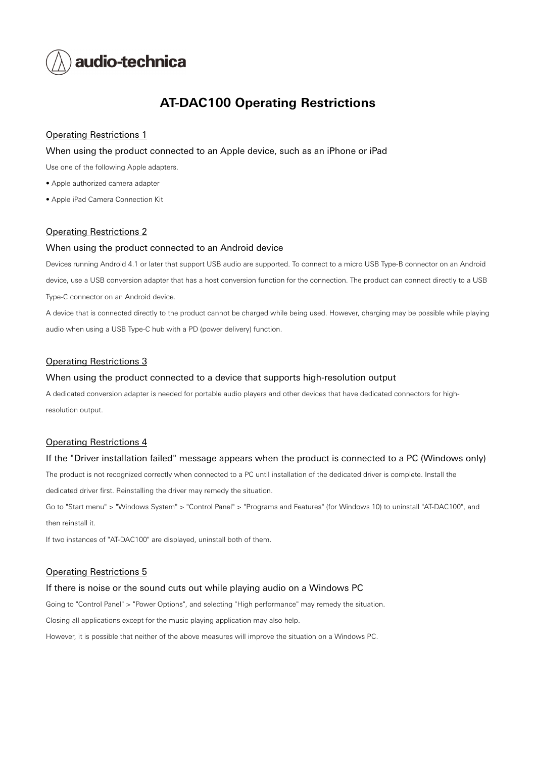audio-technica

# AT-DAC100 Operating Restrictions

## Operating Restrictions 1

### When using the product connected to an Apple device, such as an iPhone or iPad

Use one of the following Apple adapters.

- Apple authorized camera adapter
- Apple iPad Camera Connection Kit

## Operating Restrictions 2

### When using the product connected to an Android device

Devices running Android 4.1 or later that support USB audio are supported. To connect to a micro USB Type-B connector on an Android device, use a USB conversion adapter that has a host conversion function for the connection. The product can connect directly to a USB Type-C connector on an Android device.

A device that is connected directly to the product cannot be charged while being used. However, charging may be possible while playing audio when using a USB Type-C hub with a PD (power delivery) function.

## Operating Restrictions 3

### When using the product connected to a device that supports high-resolution output

A dedicated conversion adapter is needed for portable audio players and other devices that have dedicated connectors for high-resolution output.

## Operating Restrictions 4

### If the "Driver installation failed" message appears when the product is connected to a PC (Windows only)

The product is not recognized correctly when connected to a PC until installation of the dedicated driver is complete. Install the dedicated driver first. Reinstalling the driver may remedy the situation.

Go to "Start menu" > "Windows System" > "Control Panel" > "Programs and Features" (for Windows 10) to uninstall "AT-DAC100", and then reinstall it.

If two instances of "AT-DAC100" are displayed, uninstall both of them.

## Operating Restrictions 5

### If there is noise or the sound cuts out while playing audio on a Windows PC

Going to "Control Panel" > "Power Options", and selecting "High performance" may remedy the situation.

Closing all applications except for the music playing application may also help.

However, it is possible that neither of the above measures will improve the situation on a Windows PC.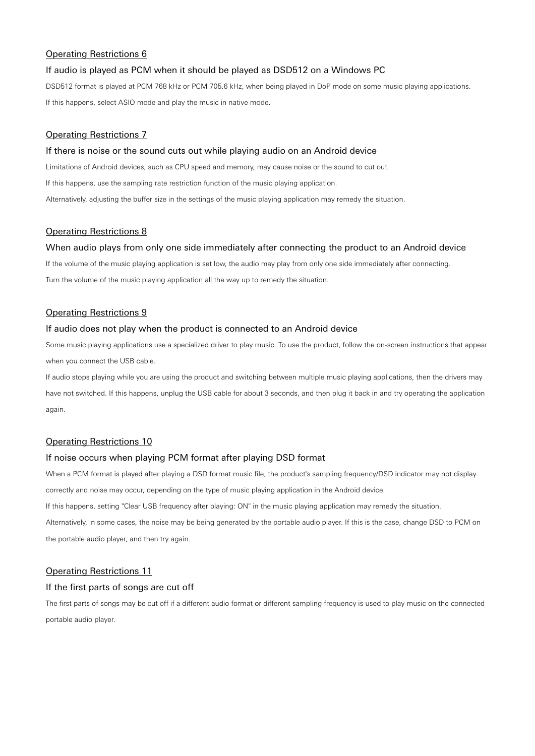Operating Restrictions 6

### If audio is played as PCM when it should be played as DSD512 on a Windows PC

DSD512 format is played at PCM 768 kHz or PCM 705.6 kHz, when being played in DoP mode on some music playing applications.

If this happens, select ASIO mode and play the music in native mode.

Operating Restrictions 7

### If there is noise or the sound cuts out while playing audio on an Android device

Limitations of Android devices, such as CPU speed and memory, may cause noise or the sound to cut out.

If this happens, use the sampling rate restriction function of the music playing application.

Alternatively, adjusting the buffer size in the settings of the music playing application may remedy the situation.

Operating Restrictions 8

### When audio plays from only one side immediately after connecting the product to an Android device

If the volume of the music playing application is set low, the audio may play from only one side immediately after connecting.

Turn the volume of the music playing application all the way up to remedy the situation.

Operating Restrictions 9

### If audio does not play when the product is connected to an Android device

Some music playing applications use a specialized driver to play music. To use the product, follow the on-screen instructions that appear when you connect the USB cable.

If audio stops playing while you are using the product and switching between multiple music playing applications, then the drivers may have not switched. If this happens, unplug the USB cable for about 3 seconds, and then plug it back in and try operating the application again.

Operating Restrictions 10

### If noise occurs when playing PCM format after playing DSD format

When a PCM format is played after playing a DSD format music file, the product's sampling frequency/DSD indicator may not display correctly and noise may occur, depending on the type of music playing application in the Android device.

If this happens, setting "Clear USB frequency after playing: ON" in the music playing application may remedy the situation.

Alternatively, in some cases, the noise may be being generated by the portable audio player. If this is the case, change DSD to PCM on the portable audio player, and then try again.

Operating Restrictions 11

### If the first parts of songs are cut off

The first parts of songs may be cut off if a different audio format or different sampling frequency is used to play music on the connected portable audio player.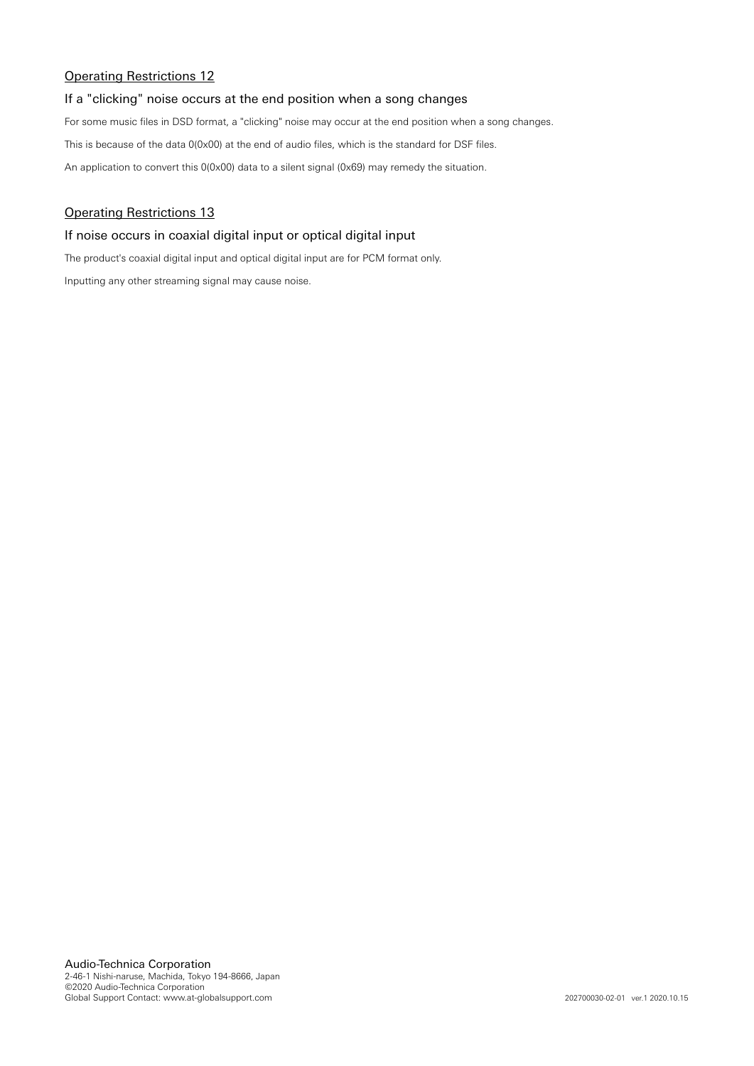## Operating Restrictions 12

### If a "clicking" noise occurs at the end position when a song changes

For some music files in DSD format, a "clicking" noise may occur at the end position when a song changes.

This is because of the data 0(0x00) at the end of audio files, which is the standard for DSF files.

An application to convert this 0(0x00) data to a silent signal (0x69) may remedy the situation.

## Operating Restrictions 13

### If noise occurs in coaxial digital input or optical digital input

The product's coaxial digital input and optical digital input are for PCM format only.

Inputting any other streaming signal may cause noise.

Audio-Technica Corporation
2-46-1 Nishi-naruse, Machida, Tokyo 194-8666, Japan
©2020 Audio-Technica Corporation
Global Support Contact: www.at-globalsupport.com

202700030-02-01 ver.1 2020.10.15